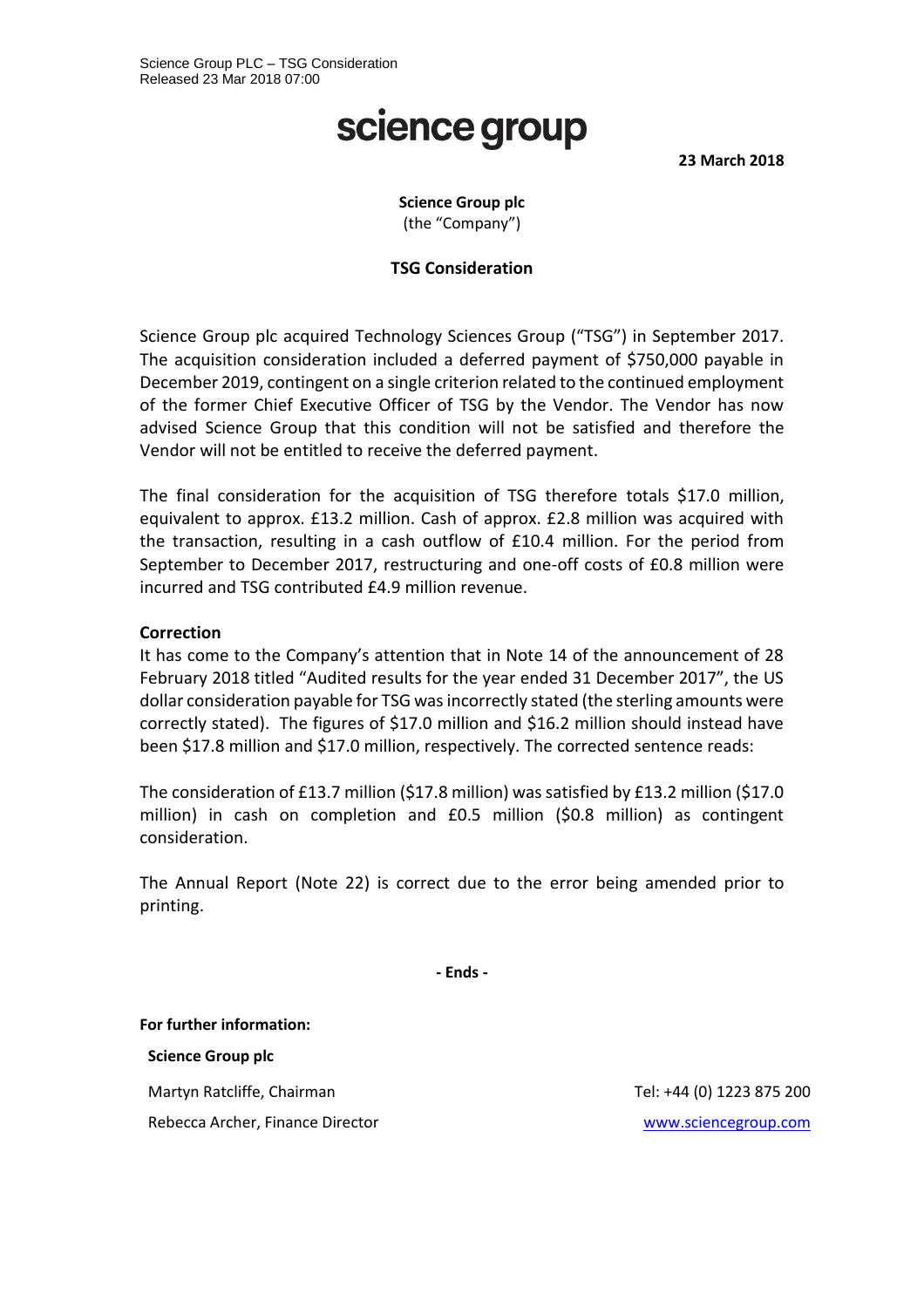Science Group PLC – TSG Consideration
Released 23 Mar 2018 07:00

# science group

**23 March 2018**

**Science Group plc**
(the "Company")

## TSG Consideration

Science Group plc acquired Technology Sciences Group ("TSG") in September 2017. The acquisition consideration included a deferred payment of $750,000 payable in December 2019, contingent on a single criterion related to the continued employment of the former Chief Executive Officer of TSG by the Vendor. The Vendor has now advised Science Group that this condition will not be satisfied and therefore the Vendor will not be entitled to receive the deferred payment.

The final consideration for the acquisition of TSG therefore totals $17.0 million, equivalent to approx. £13.2 million. Cash of approx. £2.8 million was acquired with the transaction, resulting in a cash outflow of £10.4 million. For the period from September to December 2017, restructuring and one-off costs of £0.8 million were incurred and TSG contributed £4.9 million revenue.

**Correction**

It has come to the Company's attention that in Note 14 of the announcement of 28 February 2018 titled "Audited results for the year ended 31 December 2017", the US dollar consideration payable for TSG was incorrectly stated (the sterling amounts were correctly stated). The figures of $17.0 million and $16.2 million should instead have been $17.8 million and $17.0 million, respectively. The corrected sentence reads:

The consideration of £13.7 million ($17.8 million) was satisfied by £13.2 million ($17.0 million) in cash on completion and £0.5 million ($0.8 million) as contingent consideration.

The Annual Report (Note 22) is correct due to the error being amended prior to printing.

**- Ends -**

**For further information:**

**Science Group plc**

Martyn Ratcliffe, Chairman — Tel: +44 (0) 1223 875 200

Rebecca Archer, Finance Director — www.sciencegroup.com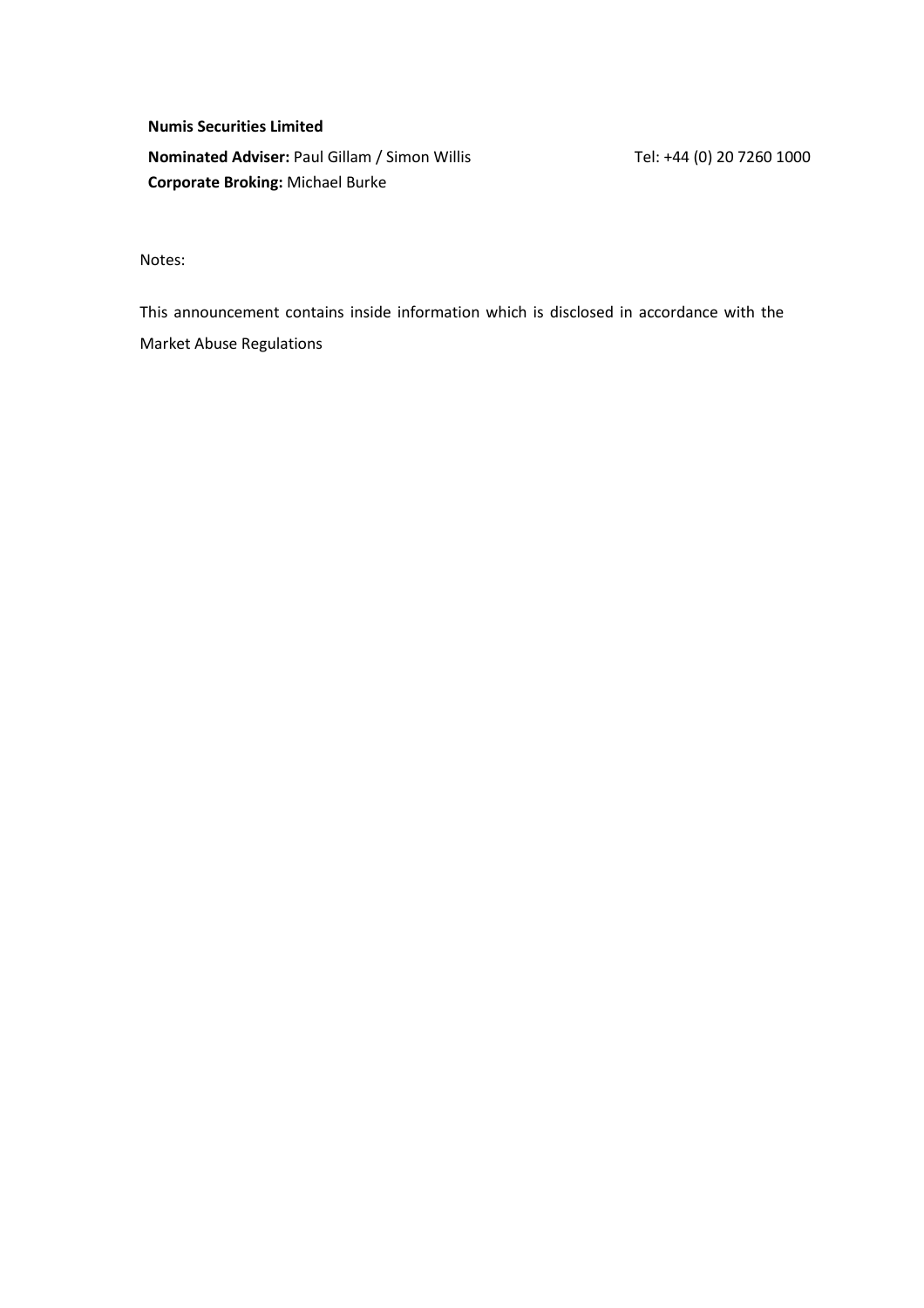**Numis Securities Limited**

**Nominated Adviser:** Paul Gillam / Simon Willis Tel: +44 (0) 20 7260 1000
**Corporate Broking:** Michael Burke

Notes:

This announcement contains inside information which is disclosed in accordance with the Market Abuse Regulations